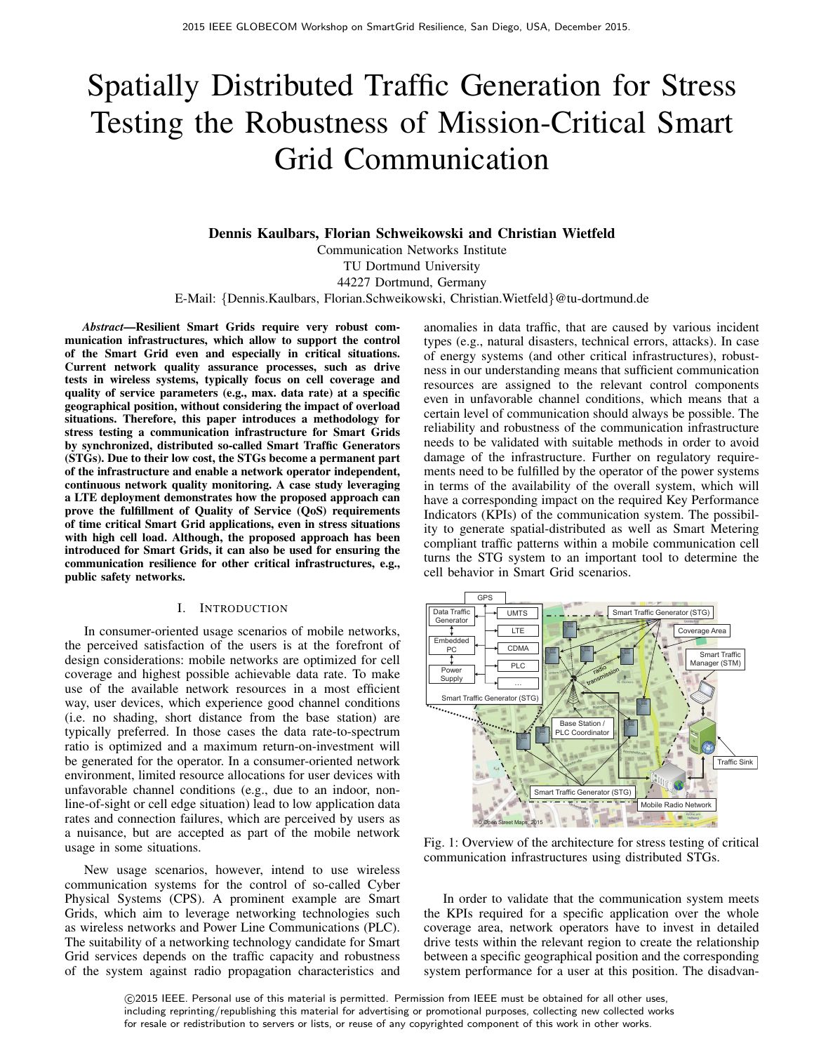# Spatially Distributed Traffic Generation for Stress Testing the Robustness of Mission-Critical Smart Grid Communication

**Dennis Kaulbars, Florian Schweikowski and Christian Wietfeld**

Communication Networks Institute
TU Dortmund University
44227 Dortmund, Germany
E-Mail: {Dennis.Kaulbars, Florian.Schweikowski, Christian.Wietfeld}@tu-dortmund.de

***Abstract*—Resilient Smart Grids require very robust communication infrastructures, which allow to support the control of the Smart Grid even and especially in critical situations. Current network quality assurance processes, such as drive tests in wireless systems, typically focus on cell coverage and quality of service parameters (e.g., max. data rate) at a specific geographical position, without considering the impact of overload situations. Therefore, this paper introduces a methodology for stress testing a communication infrastructure for Smart Grids by synchronized, distributed so-called Smart Traffic Generators (STGs). Due to their low cost, the STGs become a permanent part of the infrastructure and enable a network operator independent, continuous network quality monitoring. A case study leveraging a LTE deployment demonstrates how the proposed approach can prove the fulfillment of Quality of Service (QoS) requirements of time critical Smart Grid applications, even in stress situations with high cell load. Although, the proposed approach has been introduced for Smart Grids, it can also be used for ensuring the communication resilience for other critical infrastructures, e.g., public safety networks.**

## I. Introduction

In consumer-oriented usage scenarios of mobile networks, the perceived satisfaction of the users is at the forefront of design considerations: mobile networks are optimized for cell coverage and highest possible achievable data rate. To make use of the available network resources in a most efficient way, user devices, which experience good channel conditions (i.e. no shading, short distance from the base station) are typically preferred. In those cases the data rate-to-spectrum ratio is optimized and a maximum return-on-investment will be generated for the operator. In a consumer-oriented network environment, limited resource allocations for user devices with unfavorable channel conditions (e.g., due to an indoor, non-line-of-sight or cell edge situation) lead to low application data rates and connection failures, which are perceived by users as a nuisance, but are accepted as part of the mobile network usage in some situations.

New usage scenarios, however, intend to use wireless communication systems for the control of so-called Cyber Physical Systems (CPS). A prominent example are Smart Grids, which aim to leverage networking technologies such as wireless networks and Power Line Communications (PLC). The suitability of a networking technology candidate for Smart Grid services depends on the traffic capacity and robustness of the system against radio propagation characteristics and anomalies in data traffic, that are caused by various incident types (e.g., natural disasters, technical errors, attacks). In case of energy systems (and other critical infrastructures), robustness in our understanding means that sufficient communication resources are assigned to the relevant control components even in unfavorable channel conditions, which means that a certain level of communication should always be possible. The reliability and robustness of the communication infrastructure needs to be validated with suitable methods in order to avoid damage of the infrastructure. Further on regulatory requirements need to be fulfilled by the operator of the power systems in terms of the availability of the overall system, which will have a corresponding impact on the required Key Performance Indicators (KPIs) of the communication system. The possibility to generate spatial-distributed as well as Smart Metering compliant traffic patterns within a mobile communication cell turns the STG system to an important tool to determine the cell behavior in Smart Grid scenarios.

Fig. 1: Overview of the architecture for stress testing of critical communication infrastructures using distributed STGs.

In order to validate that the communication system meets the KPIs required for a specific application over the whole coverage area, network operators have to invest in detailed drive tests within the relevant region to create the relationship between a specific geographical position and the corresponding system performance for a user at this position. The disadvan-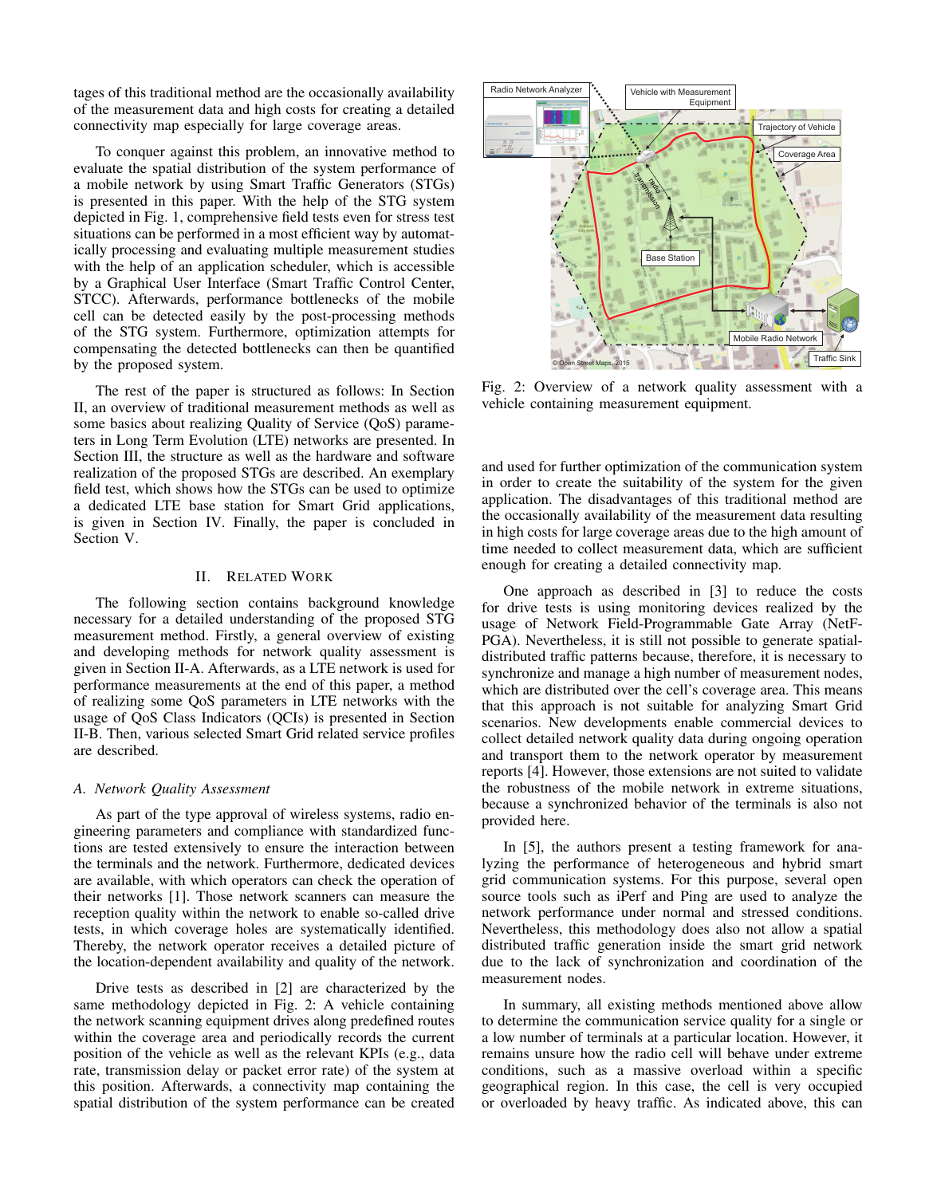tages of this traditional method are the occasionally availability of the measurement data and high costs for creating a detailed connectivity map especially for large coverage areas.

To conquer against this problem, an innovative method to evaluate the spatial distribution of the system performance of a mobile network by using Smart Traffic Generators (STGs) is presented in this paper. With the help of the STG system depicted in Fig. 1, comprehensive field tests even for stress test situations can be performed in a most efficient way by automatically processing and evaluating multiple measurement studies with the help of an application scheduler, which is accessible by a Graphical User Interface (Smart Traffic Control Center, STCC). Afterwards, performance bottlenecks of the mobile cell can be detected easily by the post-processing methods of the STG system. Furthermore, optimization attempts for compensating the detected bottlenecks can then be quantified by the proposed system.

The rest of the paper is structured as follows: In Section II, an overview of traditional measurement methods as well as some basics about realizing Quality of Service (QoS) parameters in Long Term Evolution (LTE) networks are presented. In Section III, the structure as well as the hardware and software realization of the proposed STGs are described. An exemplary field test, which shows how the STGs can be used to optimize a dedicated LTE base station for Smart Grid applications, is given in Section IV. Finally, the paper is concluded in Section V.

## II. Related Work

The following section contains background knowledge necessary for a detailed understanding of the proposed STG measurement method. Firstly, a general overview of existing and developing methods for network quality assessment is given in Section II-A. Afterwards, as a LTE network is used for performance measurements at the end of this paper, a method of realizing some QoS parameters in LTE networks with the usage of QoS Class Indicators (QCIs) is presented in Section II-B. Then, various selected Smart Grid related service profiles are described.

### A. Network Quality Assessment

As part of the type approval of wireless systems, radio engineering parameters and compliance with standardized functions are tested extensively to ensure the interaction between the terminals and the network. Furthermore, dedicated devices are available, with which operators can check the operation of their networks [1]. Those network scanners can measure the reception quality within the network to enable so-called drive tests, in which coverage holes are systematically identified. Thereby, the network operator receives a detailed picture of the location-dependent availability and quality of the network.

Drive tests as described in [2] are characterized by the same methodology depicted in Fig. 2: A vehicle containing the network scanning equipment drives along predefined routes within the coverage area and periodically records the current position of the vehicle as well as the relevant KPIs (e.g., data rate, transmission delay or packet error rate) of the system at this position. Afterwards, a connectivity map containing the spatial distribution of the system performance can be created

Fig. 2: Overview of a network quality assessment with a vehicle containing measurement equipment.

and used for further optimization of the communication system in order to create the suitability of the system for the given application. The disadvantages of this traditional method are the occasionally availability of the measurement data resulting in high costs for large coverage areas due to the high amount of time needed to collect measurement data, which are sufficient enough for creating a detailed connectivity map.

One approach as described in [3] to reduce the costs for drive tests is using monitoring devices realized by the usage of Network Field-Programmable Gate Array (NetFPGA). Nevertheless, it is still not possible to generate spatial-distributed traffic patterns because, therefore, it is necessary to synchronize and manage a high number of measurement nodes, which are distributed over the cell's coverage area. This means that this approach is not suitable for analyzing Smart Grid scenarios. New developments enable commercial devices to collect detailed network quality data during ongoing operation and transport them to the network operator by measurement reports [4]. However, those extensions are not suited to validate the robustness of the mobile network in extreme situations, because a synchronized behavior of the terminals is also not provided here.

In [5], the authors present a testing framework for analyzing the performance of heterogeneous and hybrid smart grid communication systems. For this purpose, several open source tools such as iPerf and Ping are used to analyze the network performance under normal and stressed conditions. Nevertheless, this methodology does also not allow a spatial distributed traffic generation inside the smart grid network due to the lack of synchronization and coordination of the measurement nodes.

In summary, all existing methods mentioned above allow to determine the communication service quality for a single or a low number of terminals at a particular location. However, it remains unsure how the radio cell will behave under extreme conditions, such as a massive overload within a specific geographical region. In this case, the cell is very occupied or overloaded by heavy traffic. As indicated above, this can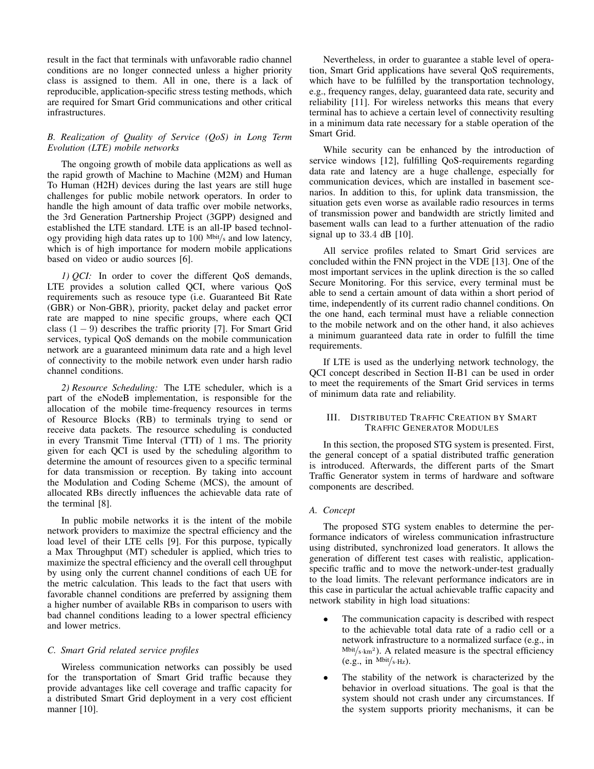result in the fact that terminals with unfavorable radio channel conditions are no longer connected unless a higher priority class is assigned to them. All in one, there is a lack of reproducible, application-specific stress testing methods, which are required for Smart Grid communications and other critical infrastructures.

### *B. Realization of Quality of Service (QoS) in Long Term Evolution (LTE) mobile networks*

The ongoing growth of mobile data applications as well as the rapid growth of Machine to Machine (M2M) and Human To Human (H2H) devices during the last years are still huge challenges for public mobile network operators. In order to handle the high amount of data traffic over mobile networks, the 3rd Generation Partnership Project (3GPP) designed and established the LTE standard. LTE is an all-IP based technology providing high data rates up to $100$ $^{\text{Mbit}}/_{\text{s}}$ and low latency, which is of high importance for modern mobile applications based on video or audio sources [6].

*1) QCI:* In order to cover the different QoS demands, LTE provides a solution called QCI, where various QoS requirements such as resouce type (i.e. Guaranteed Bit Rate (GBR) or Non-GBR), priority, packet delay and packet error rate are mapped to nine specific groups, where each QCI class $(1-9)$ describes the traffic priority [7]. For Smart Grid services, typical QoS demands on the mobile communication network are a guaranteed minimum data rate and a high level of connectivity to the mobile network even under harsh radio channel conditions.

*2) Resource Scheduling:* The LTE scheduler, which is a part of the eNodeB implementation, is responsible for the allocation of the mobile time-frequency resources in terms of Resource Blocks (RB) to terminals trying to send or receive data packets. The resource scheduling is conducted in every Transmit Time Interval (TTI) of $1$ ms. The priority given for each QCI is used by the scheduling algorithm to determine the amount of resources given to a specific terminal for data transmission or reception. By taking into account the Modulation and Coding Scheme (MCS), the amount of allocated RBs directly influences the achievable data rate of the terminal [8].

In public mobile networks it is the intent of the mobile network providers to maximize the spectral efficiency and the load level of their LTE cells [9]. For this purpose, typically a Max Throughput (MT) scheduler is applied, which tries to maximize the spectral efficiency and the overall cell throughput by using only the current channel conditions of each UE for the metric calculation. This leads to the fact that users with favorable channel conditions are preferred by assigning them a higher number of available RBs in comparison to users with bad channel conditions leading to a lower spectral efficiency and lower metrics.

### *C. Smart Grid related service profiles*

Wireless communication networks can possibly be used for the transportation of Smart Grid traffic because they provide advantages like cell coverage and traffic capacity for a distributed Smart Grid deployment in a very cost efficient manner [10].

Nevertheless, in order to guarantee a stable level of operation, Smart Grid applications have several QoS requirements, which have to be fulfilled by the transportation technology, e.g., frequency ranges, delay, guaranteed data rate, security and reliability [11]. For wireless networks this means that every terminal has to achieve a certain level of connectivity resulting in a minimum data rate necessary for a stable operation of the Smart Grid.

While security can be enhanced by the introduction of service windows [12], fulfilling QoS-requirements regarding data rate and latency are a huge challenge, especially for communication devices, which are installed in basement scenarios. In addition to this, for uplink data transmission, the situation gets even worse as available radio resources in terms of transmission power and bandwidth are strictly limited and basement walls can lead to a further attenuation of the radio signal up to $33.4$ dB [10].

All service profiles related to Smart Grid services are concluded within the FNN project in the VDE [13]. One of the most important services in the uplink direction is the so called Secure Monitoring. For this service, every terminal must be able to send a certain amount of data within a short period of time, independently of its current radio channel conditions. On the one hand, each terminal must have a reliable connection to the mobile network and on the other hand, it also achieves a minimum guaranteed data rate in order to fulfill the time requirements.

If LTE is used as the underlying network technology, the QCI concept described in Section II-B1 can be used in order to meet the requirements of the Smart Grid services in terms of minimum data rate and reliability.

## III. Distributed Traffic Creation by Smart Traffic Generator Modules

In this section, the proposed STG system is presented. First, the general concept of a spatial distributed traffic generation is introduced. Afterwards, the different parts of the Smart Traffic Generator system in terms of hardware and software components are described.

### *A. Concept*

The proposed STG system enables to determine the performance indicators of wireless communication infrastructure using distributed, synchronized load generators. It allows the generation of different test cases with realistic, application-specific traffic and to move the network-under-test gradually to the load limits. The relevant performance indicators are in this case in particular the actual achievable traffic capacity and network stability in high load situations:

- The communication capacity is described with respect to the achievable total data rate of a radio cell or a network infrastructure to a normalized surface (e.g., in $^{\text{Mbit}}/_{\text{s}\cdot\text{km}^2}$). A related measure is the spectral efficiency (e.g., in $^{\text{Mbit}}/_{\text{s}\cdot\text{Hz}}$).
- The stability of the network is characterized by the behavior in overload situations. The goal is that the system should not crash under any circumstances. If the system supports priority mechanisms, it can be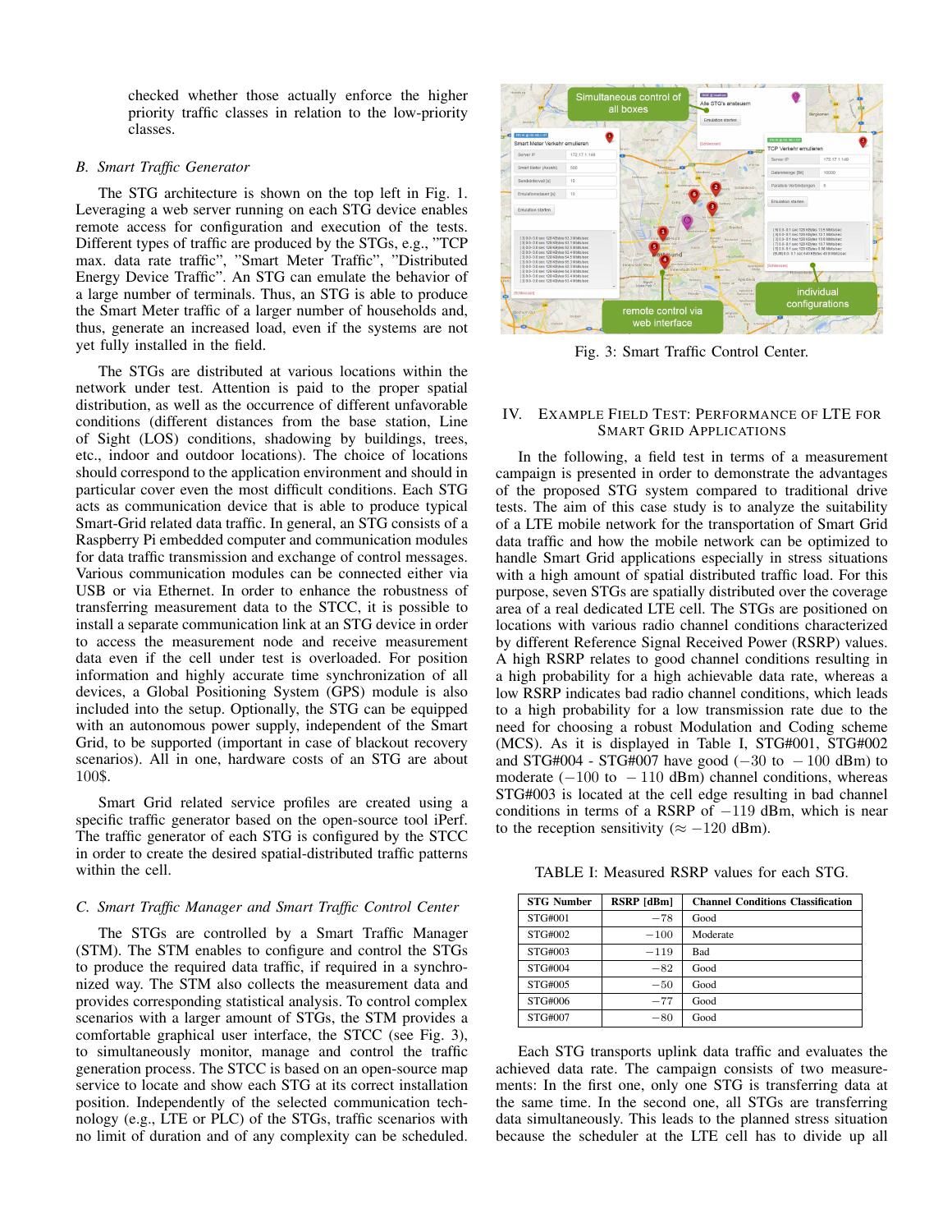checked whether those actually enforce the higher priority traffic classes in relation to the low-priority classes.

### B. Smart Traffic Generator

The STG architecture is shown on the top left in Fig. 1. Leveraging a web server running on each STG device enables remote access for configuration and execution of the tests. Different types of traffic are produced by the STGs, e.g., "TCP max. data rate traffic", "Smart Meter Traffic", "Distributed Energy Device Traffic". An STG can emulate the behavior of a large number of terminals. Thus, an STG is able to produce the Smart Meter traffic of a larger number of households and, thus, generate an increased load, even if the systems are not yet fully installed in the field.

The STGs are distributed at various locations within the network under test. Attention is paid to the proper spatial distribution, as well as the occurrence of different unfavorable conditions (different distances from the base station, Line of Sight (LOS) conditions, shadowing by buildings, trees, etc., indoor and outdoor locations). The choice of locations should correspond to the application environment and should in particular cover even the most difficult conditions. Each STG acts as communication device that is able to produce typical Smart-Grid related data traffic. In general, an STG consists of a Raspberry Pi embedded computer and communication modules for data traffic transmission and exchange of control messages. Various communication modules can be connected either via USB or via Ethernet. In order to enhance the robustness of transferring measurement data to the STCC, it is possible to install a separate communication link at an STG device in order to access the measurement node and receive measurement data even if the cell under test is overloaded. For position information and highly accurate time synchronization of all devices, a Global Positioning System (GPS) module is also included into the setup. Optionally, the STG can be equipped with an autonomous power supply, independent of the Smart Grid, to be supported (important in case of blackout recovery scenarios). All in one, hardware costs of an STG are about 100$.

Smart Grid related service profiles are created using a specific traffic generator based on the open-source tool iPerf. The traffic generator of each STG is configured by the STCC in order to create the desired spatial-distributed traffic patterns within the cell.

### C. Smart Traffic Manager and Smart Traffic Control Center

The STGs are controlled by a Smart Traffic Manager (STM). The STM enables to configure and control the STGs to produce the required data traffic, if required in a synchronized way. The STM also collects the measurement data and provides corresponding statistical analysis. To control complex scenarios with a larger amount of STGs, the STM provides a comfortable graphical user interface, the STCC (see Fig. 3), to simultaneously monitor, manage and control the traffic generation process. The STCC is based on an open-source map service to locate and show each STG at its correct installation position. Independently of the selected communication technology (e.g., LTE or PLC) of the STGs, traffic scenarios with no limit of duration and of any complexity can be scheduled.

Fig. 3: Smart Traffic Control Center.

## IV. Example Field Test: Performance of LTE for Smart Grid Applications

In the following, a field test in terms of a measurement campaign is presented in order to demonstrate the advantages of the proposed STG system compared to traditional drive tests. The aim of this case study is to analyze the suitability of a LTE mobile network for the transportation of Smart Grid data traffic and how the mobile network can be optimized to handle Smart Grid applications especially in stress situations with a high amount of spatial distributed traffic load. For this purpose, seven STGs are spatially distributed over the coverage area of a real dedicated LTE cell. The STGs are positioned on locations with various radio channel conditions characterized by different Reference Signal Received Power (RSRP) values. A high RSRP relates to good channel conditions resulting in a high probability for a high achievable data rate, whereas a low RSRP indicates bad radio channel conditions, which leads to a high probability for a low transmission rate due to the need for choosing a robust Modulation and Coding scheme (MCS). As it is displayed in Table I, STG#001, STG#002 and STG#004 - STG#007 have good ($-30$ to $-100$ dBm) to moderate ($-100$ to $-110$ dBm) channel conditions, whereas STG#003 is located at the cell edge resulting in bad channel conditions in terms of a RSRP of $-119$ dBm, which is near to the reception sensitivity ($\approx -120$ dBm).

TABLE I: Measured RSRP values for each STG.

| STG Number | RSRP [dBm] | Channel Conditions Classification |
|---|---|---|
| STG#001 | $-78$ | Good |
| STG#002 | $-100$ | Moderate |
| STG#003 | $-119$ | Bad |
| STG#004 | $-82$ | Good |
| STG#005 | $-50$ | Good |
| STG#006 | $-77$ | Good |
| STG#007 | $-80$ | Good |

Each STG transports uplink data traffic and evaluates the achieved data rate. The campaign consists of two measurements: In the first one, only one STG is transferring data at the same time. In the second one, all STGs are transferring data simultaneously. This leads to the planned stress situation because the scheduler at the LTE cell has to divide up all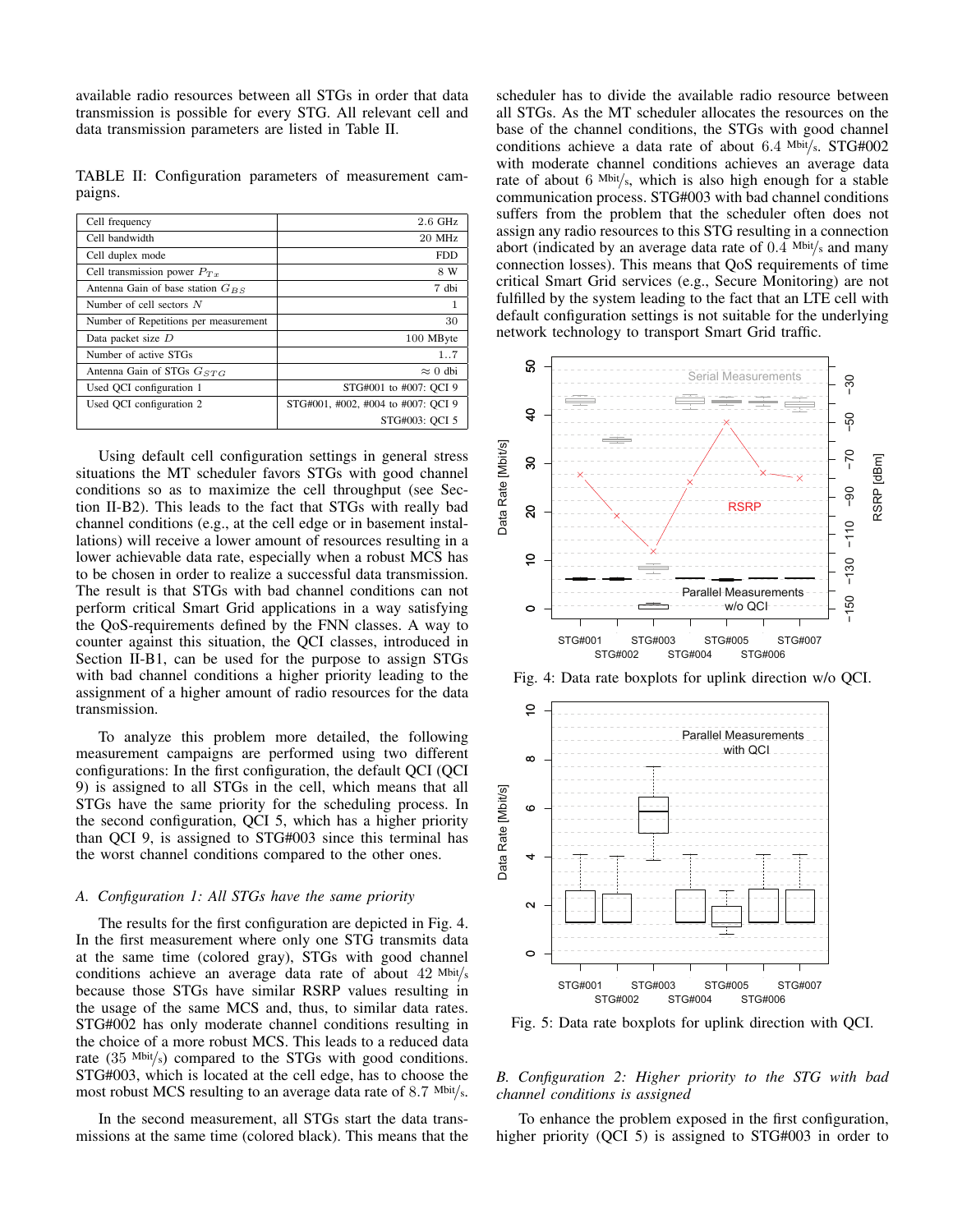available radio resources between all STGs in order that data transmission is possible for every STG. All relevant cell and data transmission parameters are listed in Table II.

TABLE II: Configuration parameters of measurement campaigns.

| | |
|---|---|
| Cell frequency | 2.6 GHz |
| Cell bandwidth | 20 MHz |
| Cell duplex mode | FDD |
| Cell transmission power $P_{Tx}$ | 8 W |
| Antenna Gain of base station $G_{BS}$ | 7 dbi |
| Number of cell sectors $N$ | 1 |
| Number of Repetitions per measurement | 30 |
| Data packet size $D$ | 100 MByte |
| Number of active STGs | 1..7 |
| Antenna Gain of STGs $G_{STG}$ | $\approx 0$ dbi |
| Used QCI configuration 1 | STG#001 to #007: QCI 9 |
| Used QCI configuration 2 | STG#001, #002, #004 to #007: QCI 9<br>STG#003: QCI 5 |

Using default cell configuration settings in general stress situations the MT scheduler favors STGs with good channel conditions so as to maximize the cell throughput (see Section II-B2). This leads to the fact that STGs with really bad channel conditions (e.g., at the cell edge or in basement installations) will receive a lower amount of resources resulting in a lower achievable data rate, especially when a robust MCS has to be chosen in order to realize a successful data transmission. The result is that STGs with bad channel conditions can not perform critical Smart Grid applications in a way satisfying the QoS-requirements defined by the FNN classes. A way to counter against this situation, the QCI classes, introduced in Section II-B1, can be used for the purpose to assign STGs with bad channel conditions a higher priority leading to the assignment of a higher amount of radio resources for the data transmission.

To analyze this problem more detailed, the following measurement campaigns are performed using two different configurations: In the first configuration, the default QCI (QCI 9) is assigned to all STGs in the cell, which means that all STGs have the same priority for the scheduling process. In the second configuration, QCI 5, which has a higher priority than QCI 9, is assigned to STG#003 since this terminal has the worst channel conditions compared to the other ones.

### A. Configuration 1: All STGs have the same priority

The results for the first configuration are depicted in Fig. 4. In the first measurement where only one STG transmits data at the same time (colored gray), STGs with good channel conditions achieve an average data rate of about 42 Mbit/s because those STGs have similar RSRP values resulting in the usage of the same MCS and, thus, to similar data rates. STG#002 has only moderate channel conditions resulting in the choice of a more robust MCS. This leads to a reduced data rate (35 Mbit/s) compared to the STGs with good conditions. STG#003, which is located at the cell edge, has to choose the most robust MCS resulting to an average data rate of 8.7 Mbit/s.

In the second measurement, all STGs start the data transmissions at the same time (colored black). This means that the scheduler has to divide the available radio resource between all STGs. As the MT scheduler allocates the resources on the base of the channel conditions, the STGs with good channel conditions achieve a data rate of about 6.4 Mbit/s. STG#002 with moderate channel conditions achieves an average data rate of about 6 Mbit/s, which is also high enough for a stable communication process. STG#003 with bad channel conditions suffers from the problem that the scheduler often does not assign any radio resources to this STG resulting in a connection abort (indicated by an average data rate of 0.4 Mbit/s and many connection losses). This means that QoS requirements of time critical Smart Grid services (e.g., Secure Monitoring) are not fulfilled by the system leading to the fact that an LTE cell with default configuration settings is not suitable for the underlying network technology to transport Smart Grid traffic.

Fig. 4: Data rate boxplots for uplink direction w/o QCI.

Fig. 5: Data rate boxplots for uplink direction with QCI.

### B. Configuration 2: Higher priority to the STG with bad channel conditions is assigned

To enhance the problem exposed in the first configuration, higher priority (QCI 5) is assigned to STG#003 in order to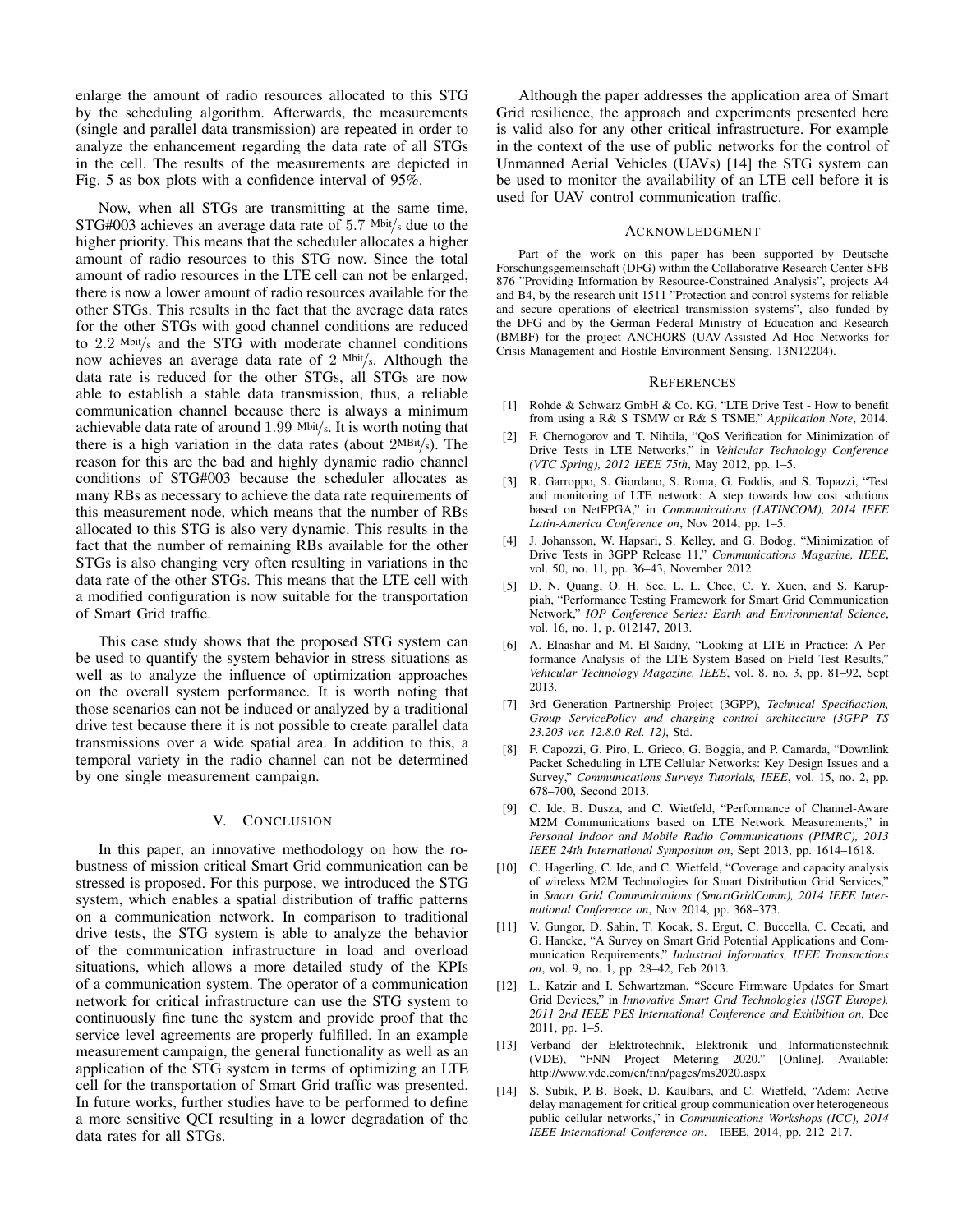enlarge the amount of radio resources allocated to this STG by the scheduling algorithm. Afterwards, the measurements (single and parallel data transmission) are repeated in order to analyze the enhancement regarding the data rate of all STGs in the cell. The results of the measurements are depicted in Fig. 5 as box plots with a confidence interval of 95%.

Now, when all STGs are transmitting at the same time, STG#003 achieves an average data rate of $5.7$ Mbit/s due to the higher priority. This means that the scheduler allocates a higher amount of radio resources to this STG now. Since the total amount of radio resources in the LTE cell can not be enlarged, there is now a lower amount of radio resources available for the other STGs. This results in the fact that the average data rates for the other STGs with good channel conditions are reduced to $2.2$ Mbit/s and the STG with moderate channel conditions now achieves an average data rate of $2$ Mbit/s. Although the data rate is reduced for the other STGs, all STGs are now able to establish a stable data transmission, thus, a reliable communication channel because there is always a minimum achievable data rate of around $1.99$ Mbit/s. It is worth noting that there is a high variation in the data rates (about 2MBit/s). The reason for this are the bad and highly dynamic radio channel conditions of STG#003 because the scheduler allocates as many RBs as necessary to achieve the data rate requirements of this measurement node, which means that the number of RBs allocated to this STG is also very dynamic. This results in the fact that the number of remaining RBs available for the other STGs is also changing very often resulting in variations in the data rate of the other STGs. This means that the LTE cell with a modified configuration is now suitable for the transportation of Smart Grid traffic.

This case study shows that the proposed STG system can be used to quantify the system behavior in stress situations as well as to analyze the influence of optimization approaches on the overall system performance. It is worth noting that those scenarios can not be induced or analyzed by a traditional drive test because there it is not possible to create parallel data transmissions over a wide spatial area. In addition to this, a temporal variety in the radio channel can not be determined by one single measurement campaign.

## V. Conclusion

In this paper, an innovative methodology on how the robustness of mission critical Smart Grid communication can be stressed is proposed. For this purpose, we introduced the STG system, which enables a spatial distribution of traffic patterns on a communication network. In comparison to traditional drive tests, the STG system is able to analyze the behavior of the communication infrastructure in load and overload situations, which allows a more detailed study of the KPIs of a communication system. The operator of a communication network for critical infrastructure can use the STG system to continuously fine tune the system and provide proof that the service level agreements are properly fulfilled. In an example measurement campaign, the general functionality as well as an application of the STG system in terms of optimizing an LTE cell for the transportation of Smart Grid traffic was presented. In future works, further studies have to be performed to define a more sensitive QCI resulting in a lower degradation of the data rates for all STGs.

Although the paper addresses the application area of Smart Grid resilience, the approach and experiments presented here is valid also for any other critical infrastructure. For example in the context of the use of public networks for the control of Unmanned Aerial Vehicles (UAVs) [14] the STG system can be used to monitor the availability of an LTE cell before it is used for UAV control communication traffic.

## Acknowledgment

Part of the work on this paper has been supported by Deutsche Forschungsgemeinschaft (DFG) within the Collaborative Research Center SFB 876 "Providing Information by Resource-Constrained Analysis", projects A4 and B4, by the research unit 1511 "Protection and control systems for reliable and secure operations of electrical transmission systems", also funded by the DFG and by the German Federal Ministry of Education and Research (BMBF) for the project ANCHORS (UAV-Assisted Ad Hoc Networks for Crisis Management and Hostile Environment Sensing, 13N12204).

## References

[1] Rohde & Schwarz GmbH & Co. KG, "LTE Drive Test - How to benefit from using a R& S TSMW or R& S TSME," *Application Note*, 2014.

[2] F. Chernogorov and T. Nihtila, "QoS Verification for Minimization of Drive Tests in LTE Networks," in *Vehicular Technology Conference (VTC Spring), 2012 IEEE 75th*, May 2012, pp. 1–5.

[3] R. Garroppo, S. Giordano, S. Roma, G. Foddis, and S. Topazzi, "Test and monitoring of LTE network: A step towards low cost solutions based on NetFPGA," in *Communications (LATINCOM), 2014 IEEE Latin-America Conference on*, Nov 2014, pp. 1–5.

[4] J. Johansson, W. Hapsari, S. Kelley, and G. Bodog, "Minimization of Drive Tests in 3GPP Release 11," *Communications Magazine, IEEE*, vol. 50, no. 11, pp. 36–43, November 2012.

[5] D. N. Quang, O. H. See, L. L. Chee, C. Y. Xuen, and S. Karuppiah, "Performance Testing Framework for Smart Grid Communication Network," *IOP Conference Series: Earth and Environmental Science*, vol. 16, no. 1, p. 012147, 2013.

[6] A. Elnashar and M. El-Saidny, "Looking at LTE in Practice: A Performance Analysis of the LTE System Based on Field Test Results," *Vehicular Technology Magazine, IEEE*, vol. 8, no. 3, pp. 81–92, Sept 2013.

[7] 3rd Generation Partnership Project (3GPP), *Technical Specifiaction, Group ServicePolicy and charging control architecture (3GPP TS 23.203 ver. 12.8.0 Rel. 12)*, Std.

[8] F. Capozzi, G. Piro, L. Grieco, G. Boggia, and P. Camarda, "Downlink Packet Scheduling in LTE Cellular Networks: Key Design Issues and a Survey," *Communications Surveys Tutorials, IEEE*, vol. 15, no. 2, pp. 678–700, Second 2013.

[9] C. Ide, B. Dusza, and C. Wietfeld, "Performance of Channel-Aware M2M Communications based on LTE Network Measurements," in *Personal Indoor and Mobile Radio Communications (PIMRC), 2013 IEEE 24th International Symposium on*, Sept 2013, pp. 1614–1618.

[10] C. Hagerling, C. Ide, and C. Wietfeld, "Coverage and capacity analysis of wireless M2M Technologies for Smart Distribution Grid Services," in *Smart Grid Communications (SmartGridComm), 2014 IEEE International Conference on*, Nov 2014, pp. 368–373.

[11] V. Gungor, D. Sahin, T. Kocak, S. Ergut, C. Buccella, C. Cecati, and G. Hancke, "A Survey on Smart Grid Potential Applications and Communication Requirements," *Industrial Informatics, IEEE Transactions on*, vol. 9, no. 1, pp. 28–42, Feb 2013.

[12] L. Katzir and I. Schwartzman, "Secure Firmware Updates for Smart Grid Devices," in *Innovative Smart Grid Technologies (ISGT Europe), 2011 2nd IEEE PES International Conference and Exhibition on*, Dec 2011, pp. 1–5.

[13] Verband der Elektrotechnik, Elektronik und Informationstechnik (VDE), "FNN Project Metering 2020." [Online]. Available: http://www.vde.com/en/fnn/pages/ms2020.aspx

[14] S. Subik, P.-B. Boek, D. Kaulbars, and C. Wietfeld, "Adem: Active delay management for critical group communication over heterogeneous public cellular networks," in *Communications Workshops (ICC), 2014 IEEE International Conference on*. IEEE, 2014, pp. 212–217.